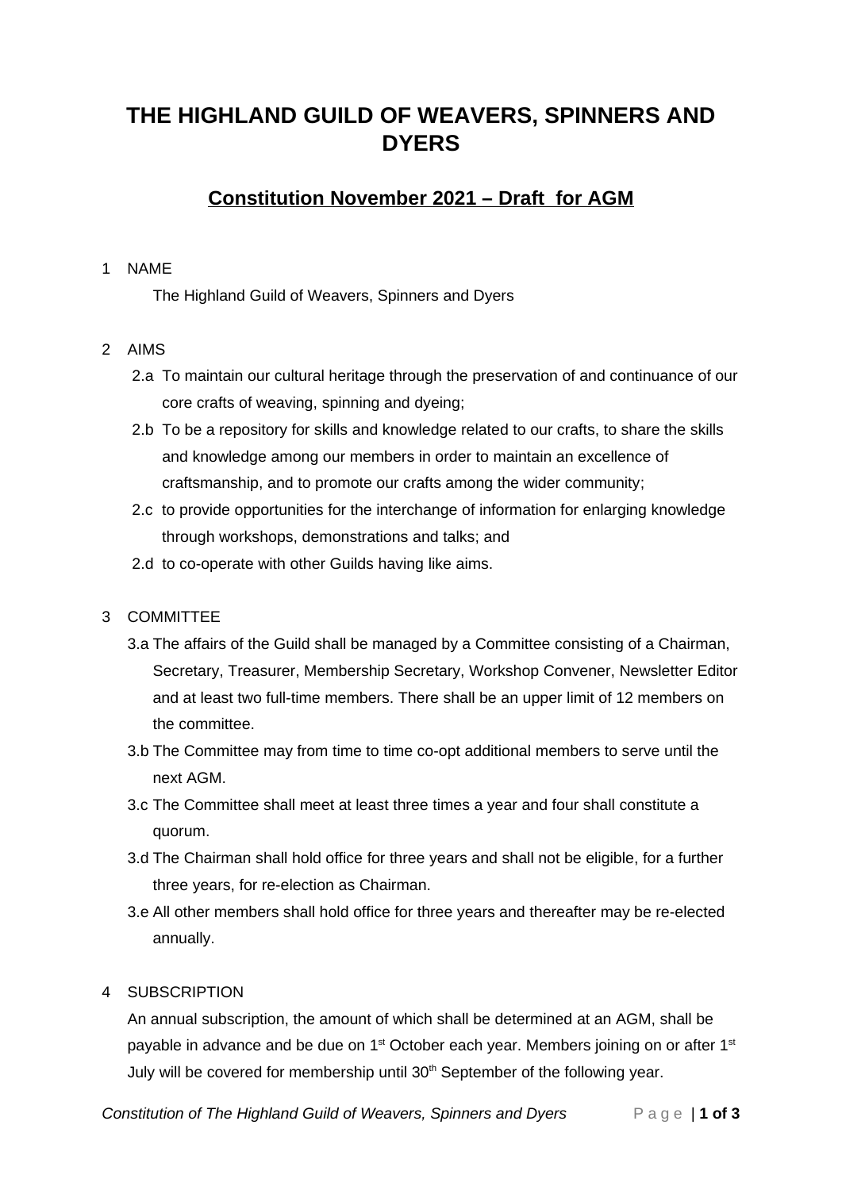# THE HIGHLAND GUILD OF WEAVERS, SPINNERS AND DYERS

## Constitution November 2021 – Draft for AGM

1 NAME

The Highland Guild of Weavers, Spinners and Dyers

2 AIMS

2.a To maintain our cultural heritage through the preservation of and continuance of our core crafts of weaving, spinning and dyeing;

2.b To be a repository for skills and knowledge related to our crafts, to share the skills and knowledge among our members in order to maintain an excellence of craftsmanship, and to promote our crafts among the wider community;

2.c to provide opportunities for the interchange of information for enlarging knowledge through workshops, demonstrations and talks; and

2.d to co-operate with other Guilds having like aims.

3 COMMITTEE

3.a The affairs of the Guild shall be managed by a Committee consisting of a Chairman, Secretary, Treasurer, Membership Secretary, Workshop Convener, Newsletter Editor and at least two full-time members. There shall be an upper limit of 12 members on the committee.

3.b The Committee may from time to time co-opt additional members to serve until the next AGM.

3.c The Committee shall meet at least three times a year and four shall constitute a quorum.

3.d The Chairman shall hold office for three years and shall not be eligible, for a further three years, for re-election as Chairman.

3.e All other members shall hold office for three years and thereafter may be re-elected annually.

4 SUBSCRIPTION

An annual subscription, the amount of which shall be determined at an AGM, shall be payable in advance and be due on 1st October each year. Members joining on or after 1st July will be covered for membership until 30th September of the following year.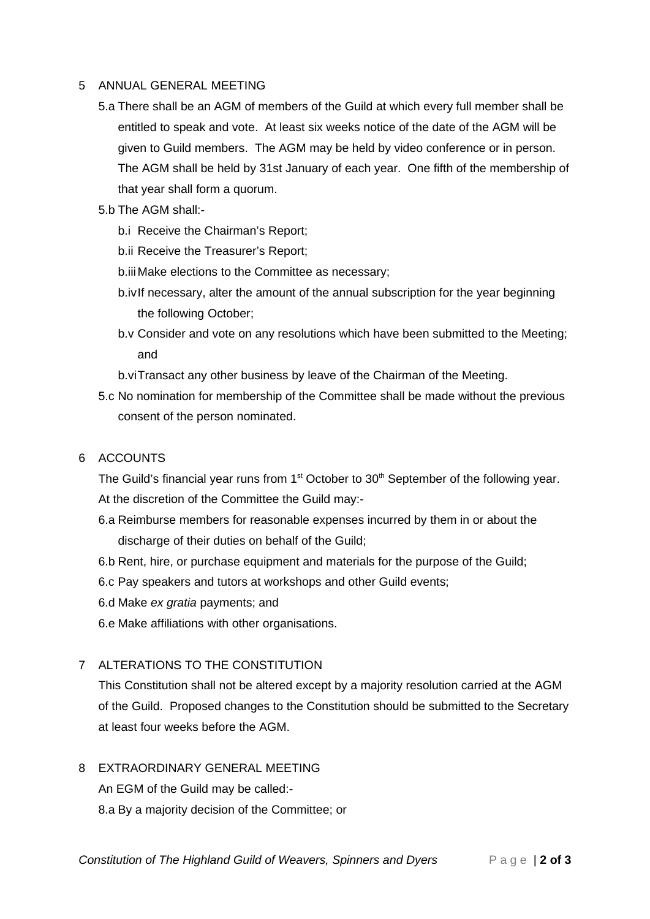## 5 ANNUAL GENERAL MEETING

5.a There shall be an AGM of members of the Guild at which every full member shall be entitled to speak and vote. At least six weeks notice of the date of the AGM will be given to Guild members. The AGM may be held by video conference or in person. The AGM shall be held by 31st January of each year. One fifth of the membership of that year shall form a quorum.

5.b The AGM shall:-

- b.i Receive the Chairman's Report;
- b.ii Receive the Treasurer's Report;
- b.iii Make elections to the Committee as necessary;
- b.iv If necessary, alter the amount of the annual subscription for the year beginning the following October;
- b.v Consider and vote on any resolutions which have been submitted to the Meeting; and
- b.vi Transact any other business by leave of the Chairman of the Meeting.

5.c No nomination for membership of the Committee shall be made without the previous consent of the person nominated.

## 6 ACCOUNTS

The Guild's financial year runs from 1st October to 30th September of the following year. At the discretion of the Committee the Guild may:-

6.a Reimburse members for reasonable expenses incurred by them in or about the discharge of their duties on behalf of the Guild;

6.b Rent, hire, or purchase equipment and materials for the purpose of the Guild;

6.c Pay speakers and tutors at workshops and other Guild events;

6.d Make *ex gratia* payments; and

6.e Make affiliations with other organisations.

## 7 ALTERATIONS TO THE CONSTITUTION

This Constitution shall not be altered except by a majority resolution carried at the AGM of the Guild. Proposed changes to the Constitution should be submitted to the Secretary at least four weeks before the AGM.

## 8 EXTRAORDINARY GENERAL MEETING

An EGM of the Guild may be called:-

8.a By a majority decision of the Committee; or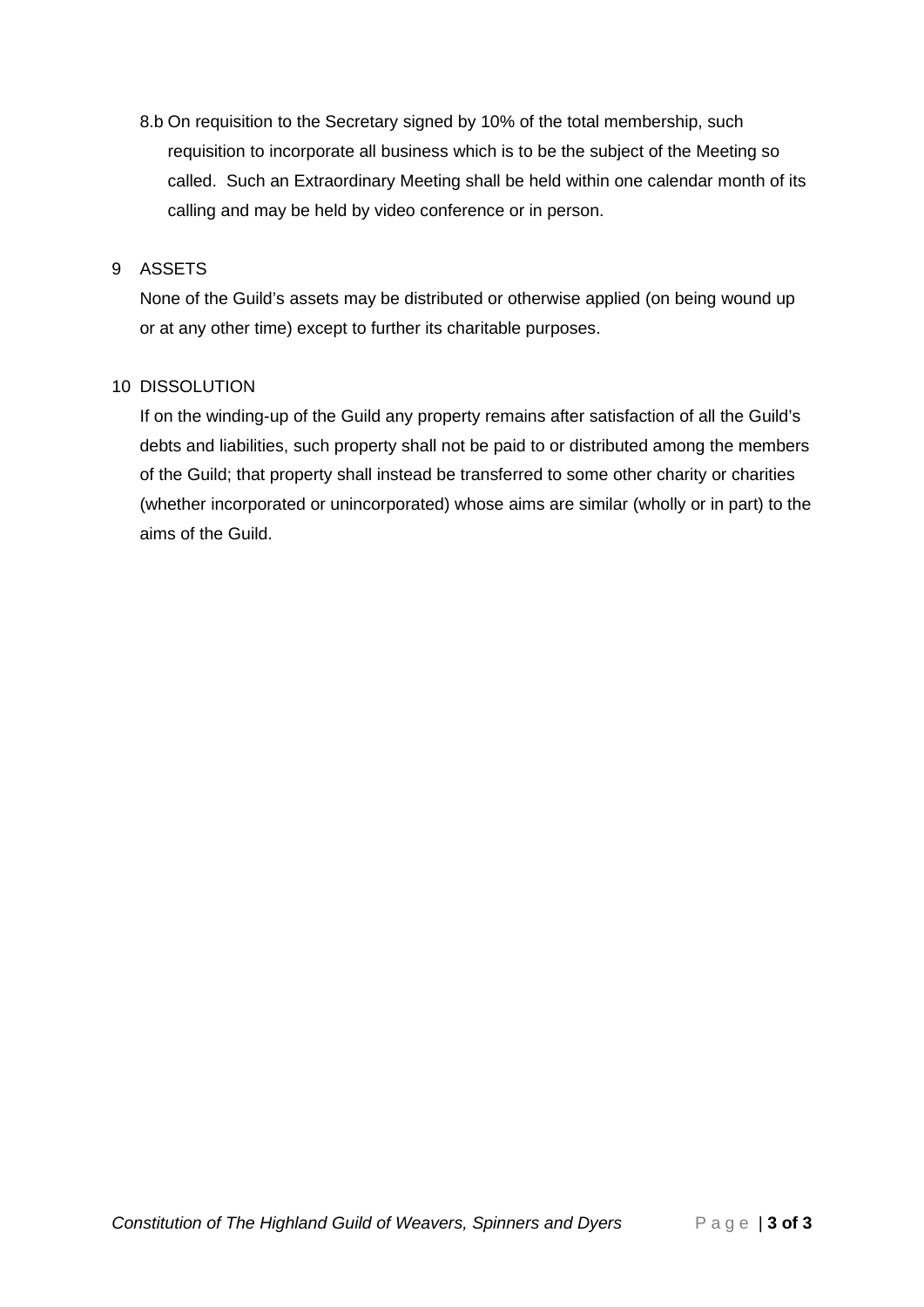8.b On requisition to the Secretary signed by 10% of the total membership, such requisition to incorporate all business which is to be the subject of the Meeting so called. Such an Extraordinary Meeting shall be held within one calendar month of its calling and may be held by video conference or in person.

## 9 ASSETS

None of the Guild's assets may be distributed or otherwise applied (on being wound up or at any other time) except to further its charitable purposes.

## 10 DISSOLUTION

If on the winding-up of the Guild any property remains after satisfaction of all the Guild's debts and liabilities, such property shall not be paid to or distributed among the members of the Guild; that property shall instead be transferred to some other charity or charities (whether incorporated or unincorporated) whose aims are similar (wholly or in part) to the aims of the Guild.